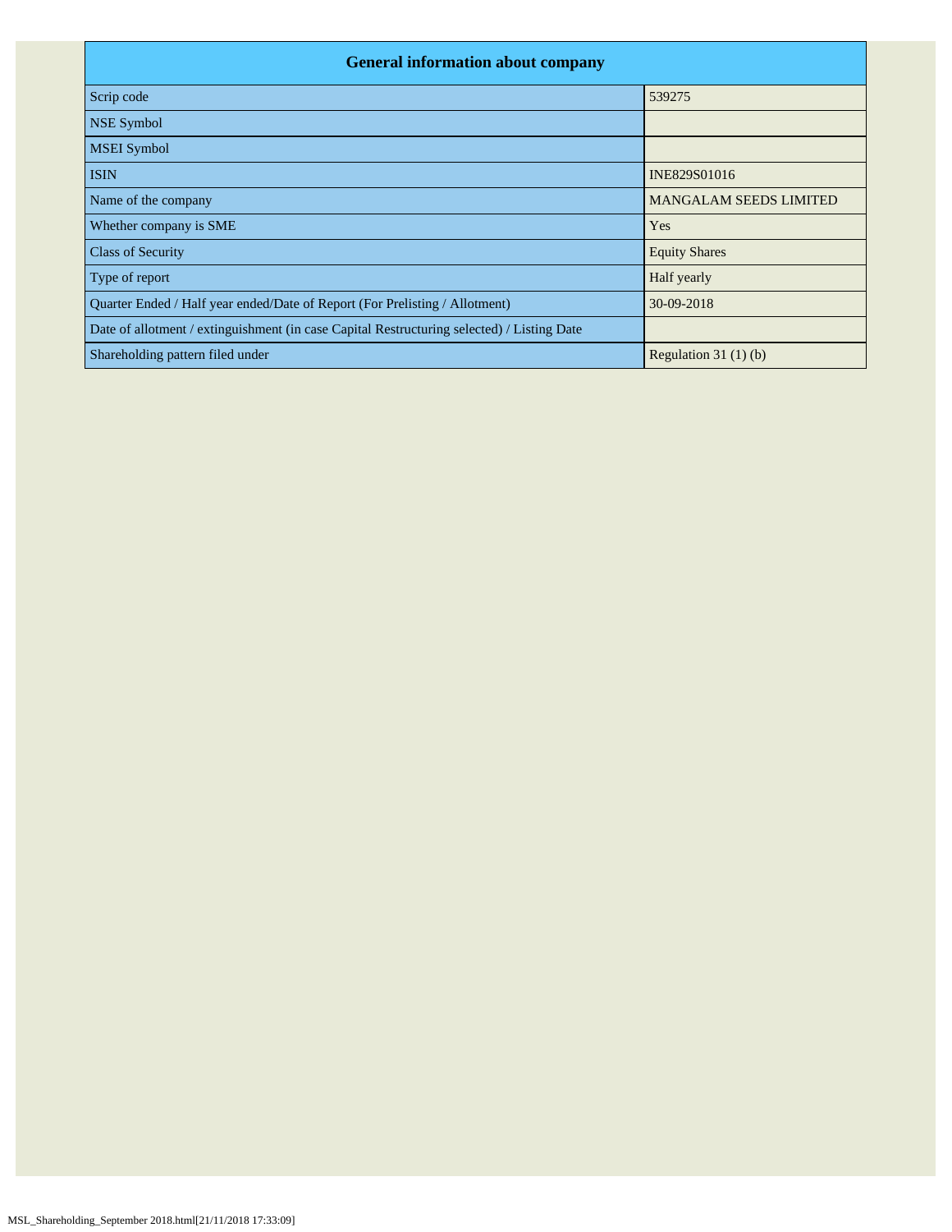| General information about company | |
|---|---|
| Scrip code | 539275 |
| NSE Symbol | |
| MSEI Symbol | |
| ISIN | INE829S01016 |
| Name of the company | MANGALAM SEEDS LIMITED |
| Whether company is SME | Yes |
| Class of Security | Equity Shares |
| Type of report | Half yearly |
| Quarter Ended / Half year ended/Date of Report (For Prelisting / Allotment) | 30-09-2018 |
| Date of allotment / extinguishment (in case Capital Restructuring selected) / Listing Date | |
| Shareholding pattern filed under | Regulation 31 (1) (b) |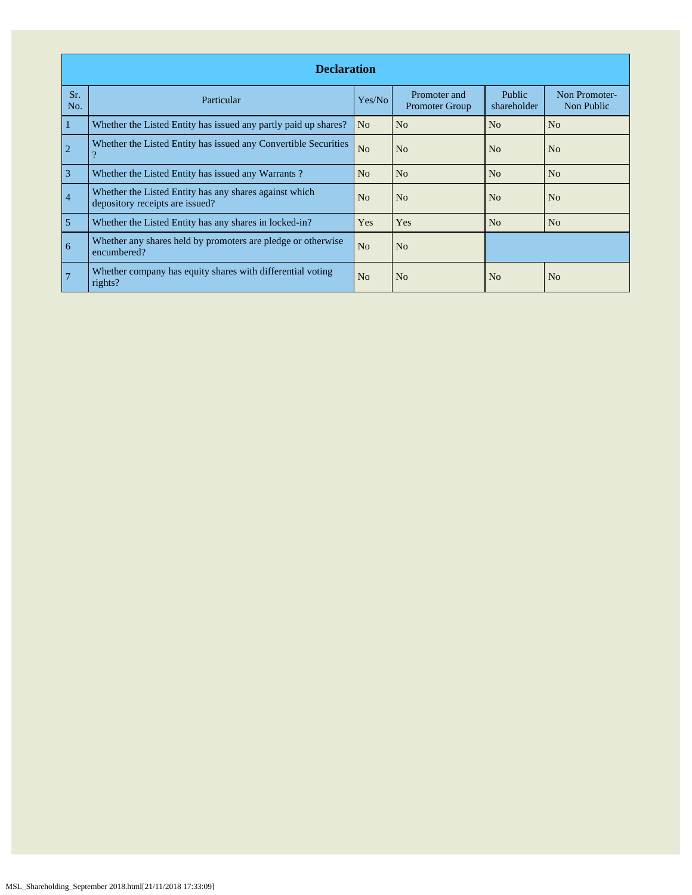## Declaration

| Sr. No. | Particular | Yes/No | Promoter and Promoter Group | Public shareholder | Non Promoter- Non Public |
|---|---|---|---|---|---|
| 1 | Whether the Listed Entity has issued any partly paid up shares? | No | No | No | No |
| 2 | Whether the Listed Entity has issued any Convertible Securities ? | No | No | No | No |
| 3 | Whether the Listed Entity has issued any Warrants ? | No | No | No | No |
| 4 | Whether the Listed Entity has any shares against which depository receipts are issued? | No | No | No | No |
| 5 | Whether the Listed Entity has any shares in locked-in? | Yes | Yes | No | No |
| 6 | Whether any shares held by promoters are pledge or otherwise encumbered? | No | No | | |
| 7 | Whether company has equity shares with differential voting rights? | No | No | No | No |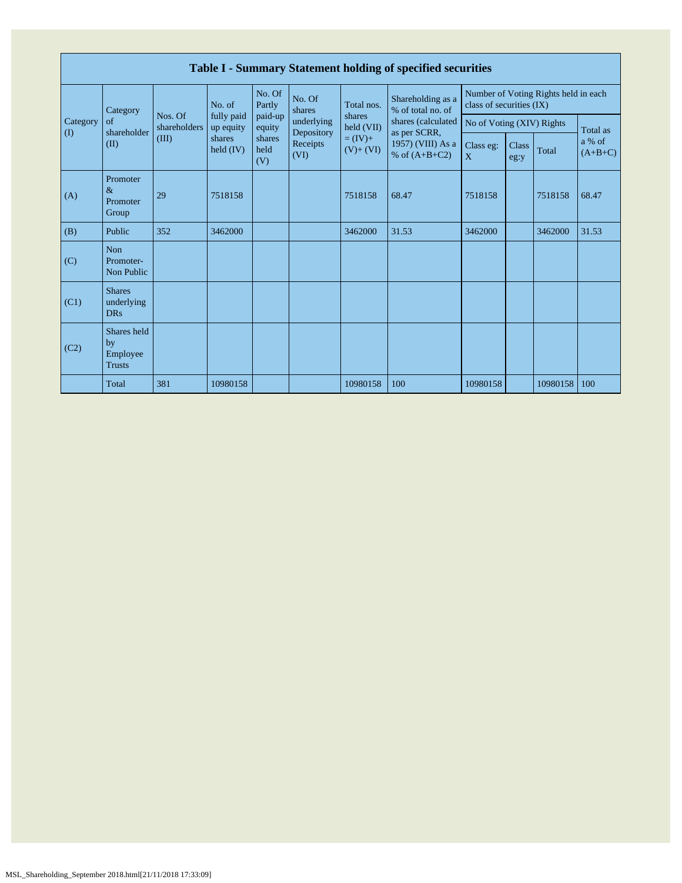## Table I - Summary Statement holding of specified securities

| Category (I) | Category of shareholder (II) | Nos. Of shareholders (III) | No. of fully paid up equity shares held (IV) | No. Of Partly paid-up equity shares held (V) | No. Of shares underlying Depository Receipts (VI) | Total nos. shares held (VII) = (IV)+ (V)+ (VI) | Shareholding as a % of total no. of shares (calculated as per SCRR, 1957) (VIII) As a % of (A+B+C2) | Number of Voting Rights held in each class of securities (IX) | | | |
|---|---|---|---|---|---|---|---|---|---|---|---|
| | | | | | | | | No of Voting (XIV) Rights | | | Total as a % of (A+B+C) |
| | | | | | | | | Class eg: X | Class eg:y | Total | |
| (A) | Promoter & Promoter Group | 29 | 7518158 | | | 7518158 | 68.47 | 7518158 | | 7518158 | 68.47 |
| (B) | Public | 352 | 3462000 | | | 3462000 | 31.53 | 3462000 | | 3462000 | 31.53 |
| (C) | Non Promoter- Non Public | | | | | | | | | | |
| (C1) | Shares underlying DRs | | | | | | | | | | |
| (C2) | Shares held by Employee Trusts | | | | | | | | | | |
| | Total | 381 | 10980158 | | | 10980158 | 100 | 10980158 | | 10980158 | 100 |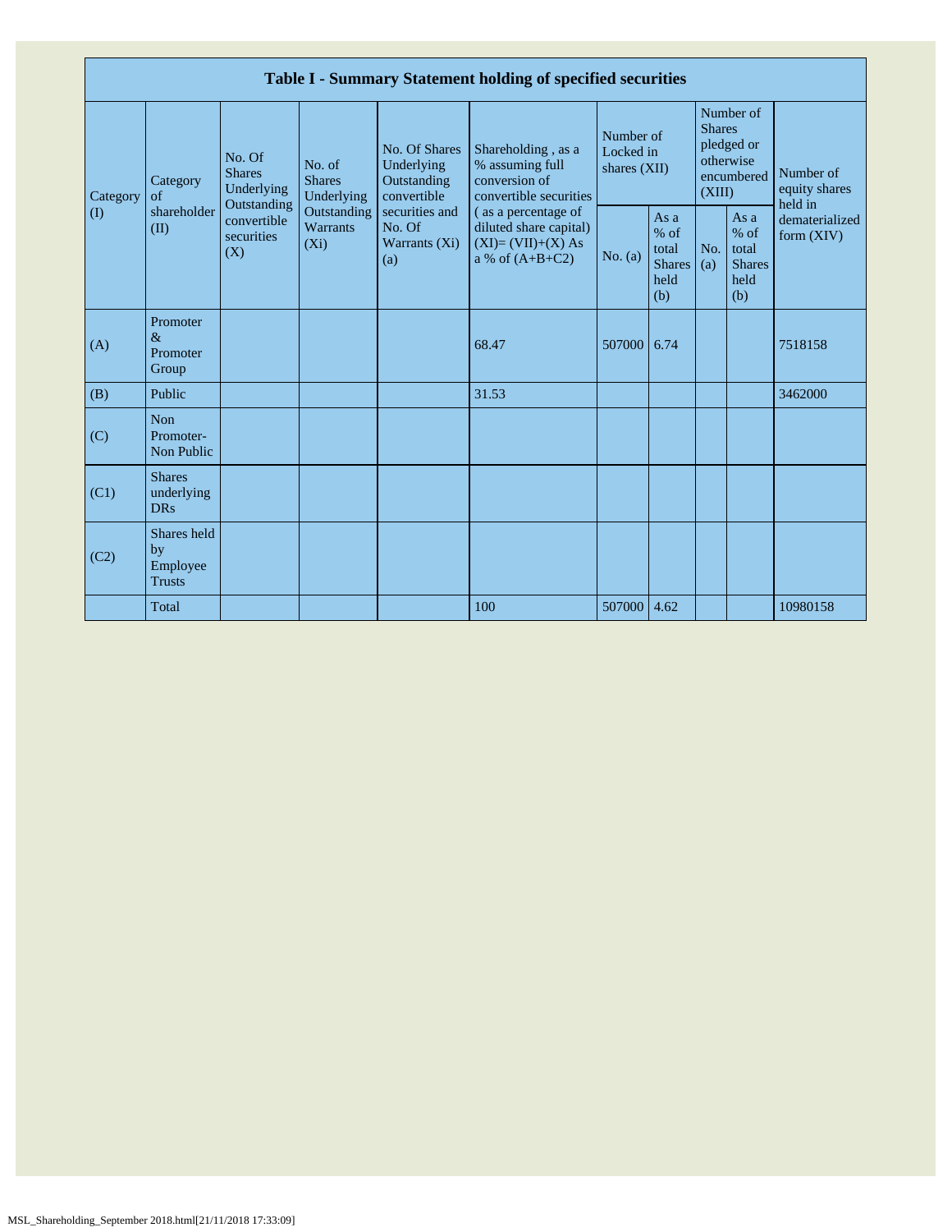| Table I - Summary Statement holding of specified securities | | | | | | | | | | |
|---|---|---|---|---|---|---|---|---|---|---|
| Category (I) | Category of shareholder (II) | No. Of Shares Underlying Outstanding convertible securities (X) | No. of Shares Underlying Outstanding Warrants (Xi) | No. Of Shares Underlying Outstanding convertible securities and No. Of Warrants (Xi) (a) | Shareholding , as a % assuming full conversion of convertible securities ( as a percentage of diluted share capital) (XI)= (VII)+(X) As a % of (A+B+C2) | Number of Locked in shares (XII) | | Number of Shares pledged or otherwise encumbered (XIII) | | Number of equity shares held in dematerialized form (XIV) |
| | | | | | | No. (a) | As a % of total Shares held (b) | No. (a) | As a % of total Shares held (b) | |
| (A) | Promoter & Promoter Group | | | | 68.47 | 507000 | 6.74 | | | 7518158 |
| (B) | Public | | | | 31.53 | | | | | 3462000 |
| (C) | Non Promoter- Non Public | | | | | | | | | |
| (C1) | Shares underlying DRs | | | | | | | | | |
| (C2) | Shares held by Employee Trusts | | | | | | | | | |
| | Total | | | | 100 | 507000 | 4.62 | | | 10980158 |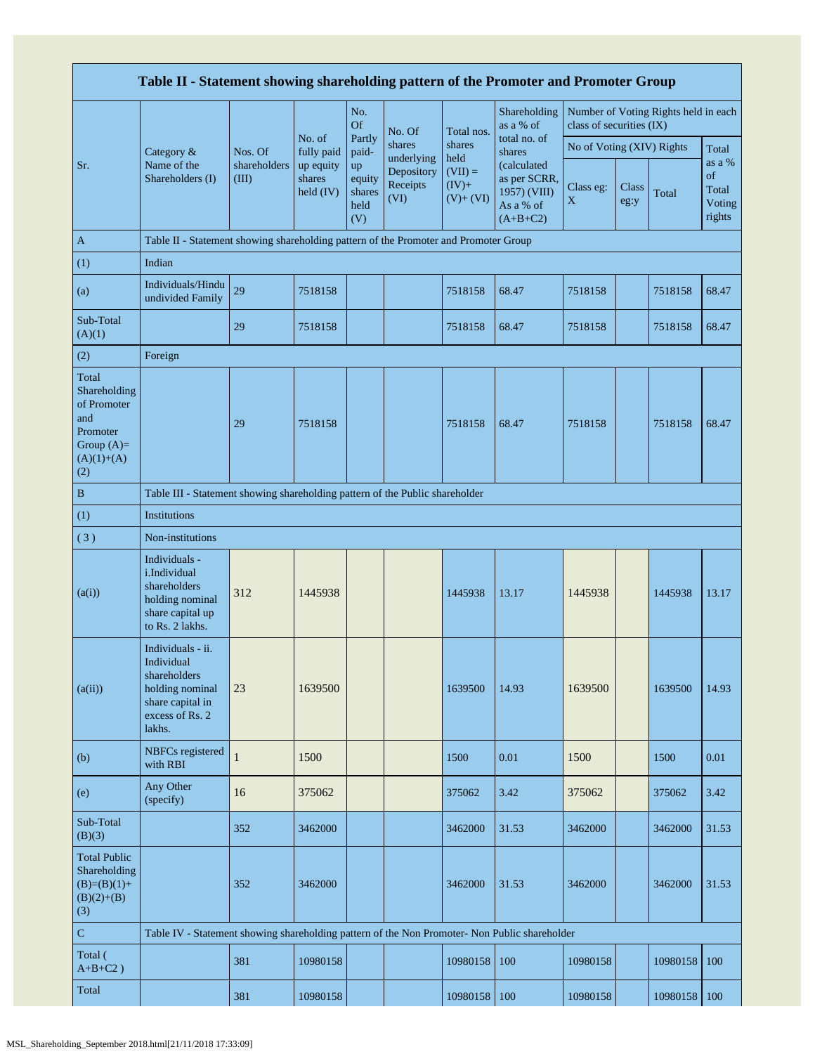| Table II - Statement showing shareholding pattern of the Promoter and Promoter Group | | | | | | | | | | | |
|---|---|---|---|---|---|---|---|---|---|---|---|
| Sr. | Category & Name of the Shareholders (I) | Nos. Of shareholders (III) | No. of fully paid up equity shares held (IV) | No. Of Partly paid-up equity shares held (V) | No. Of shares underlying Depository Receipts (VI) | Total nos. shares held (VII) = (IV)+ (V)+ (VI) | Shareholding as a % of total no. of shares (calculated as per SCRR, 1957) (VIII) As a % of (A+B+C2) | Number of Voting Rights held in each class of securities (IX) | | | |
| | | | | | | | | No of Voting (XIV) Rights | | | Total as a % of Total Voting rights |
| | | | | | | | | Class eg: X | Class eg:y | Total | |
| A | Table II - Statement showing shareholding pattern of the Promoter and Promoter Group | | | | | | | | | | |
| (1) | Indian | | | | | | | | | | |
| (a) | Individuals/Hindu undivided Family | 29 | 7518158 | | | 7518158 | 68.47 | 7518158 | | 7518158 | 68.47 |
| Sub-Total (A)(1) | | 29 | 7518158 | | | 7518158 | 68.47 | 7518158 | | 7518158 | 68.47 |
| (2) | Foreign | | | | | | | | | | |
| Total Shareholding of Promoter and Promoter Group (A)=(A)(1)+(A)(2) | | 29 | 7518158 | | | 7518158 | 68.47 | 7518158 | | 7518158 | 68.47 |
| B | Table III - Statement showing shareholding pattern of the Public shareholder | | | | | | | | | | |
| (1) | Institutions | | | | | | | | | | |
| (3) | Non-institutions | | | | | | | | | | |
| (a(i)) | Individuals - i.Individual shareholders holding nominal share capital up to Rs. 2 lakhs. | 312 | 1445938 | | | 1445938 | 13.17 | 1445938 | | 1445938 | 13.17 |
| (a(ii)) | Individuals - ii. Individual shareholders holding nominal share capital in excess of Rs. 2 lakhs. | 23 | 1639500 | | | 1639500 | 14.93 | 1639500 | | 1639500 | 14.93 |
| (b) | NBFCs registered with RBI | 1 | 1500 | | | 1500 | 0.01 | 1500 | | 1500 | 0.01 |
| (e) | Any Other (specify) | 16 | 375062 | | | 375062 | 3.42 | 375062 | | 375062 | 3.42 |
| Sub-Total (B)(3) | | 352 | 3462000 | | | 3462000 | 31.53 | 3462000 | | 3462000 | 31.53 |
| Total Public Shareholding (B)=(B)(1)+(B)(2)+(B)(3) | | 352 | 3462000 | | | 3462000 | 31.53 | 3462000 | | 3462000 | 31.53 |
| C | Table IV - Statement showing shareholding pattern of the Non Promoter- Non Public shareholder | | | | | | | | | | |
| Total ( A+B+C2 ) | | 381 | 10980158 | | | 10980158 | 100 | 10980158 | | 10980158 | 100 |
| Total | | 381 | 10980158 | | | 10980158 | 100 | 10980158 | | 10980158 | 100 |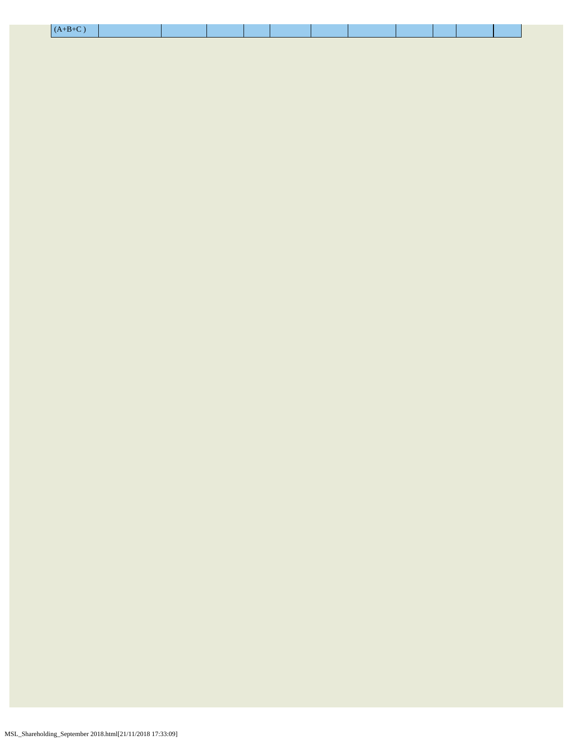| | | | | | | | | | | |
|---|---|---|---|---|---|---|---|---|---|---|
| (A+B+C ) | | | | | | | | | | |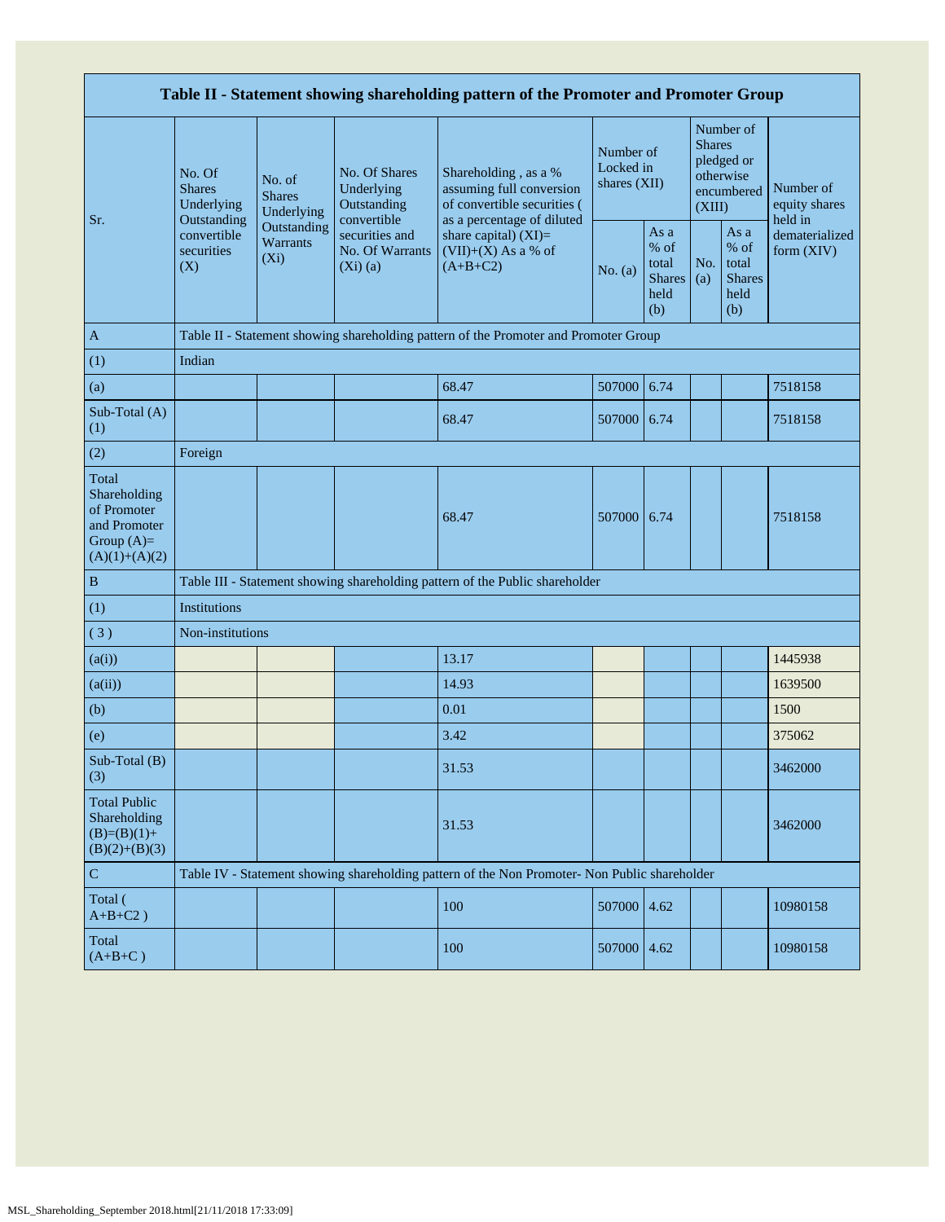| Table II - Statement showing shareholding pattern of the Promoter and Promoter Group | | | | | | | | | |
|---|---|---|---|---|---|---|---|---|---|
| Sr. | No. Of Shares Underlying Outstanding convertible securities (X) | No. of Shares Underlying Outstanding Warrants (Xi) | No. Of Shares Underlying Outstanding convertible securities and No. Of Warrants (Xi) (a) | Shareholding , as a % assuming full conversion of convertible securities ( as a percentage of diluted share capital) (XI)= (VII)+(X) As a % of (A+B+C2) | Number of Locked in shares (XII) | | Number of Shares pledged or otherwise encumbered (XIII) | | Number of equity shares held in dematerialized form (XIV) |
| | | | | | No. (a) | As a % of total Shares held (b) | No. (a) | As a % of total Shares held (b) | |
| A | Table II - Statement showing shareholding pattern of the Promoter and Promoter Group | | | | | | | | |
| (1) | Indian | | | | | | | | |
| (a) | | | | 68.47 | 507000 | 6.74 | | | 7518158 |
| Sub-Total (A) (1) | | | | 68.47 | 507000 | 6.74 | | | 7518158 |
| (2) | Foreign | | | | | | | | |
| Total Shareholding of Promoter and Promoter Group (A)= (A)(1)+(A)(2) | | | | 68.47 | 507000 | 6.74 | | | 7518158 |
| B | Table III - Statement showing shareholding pattern of the Public shareholder | | | | | | | | |
| (1) | Institutions | | | | | | | | |
| ( 3 ) | Non-institutions | | | | | | | | |
| (a(i)) | | | | 13.17 | | | | | 1445938 |
| (a(ii)) | | | | 14.93 | | | | | 1639500 |
| (b) | | | | 0.01 | | | | | 1500 |
| (e) | | | | 3.42 | | | | | 375062 |
| Sub-Total (B) (3) | | | | 31.53 | | | | | 3462000 |
| Total Public Shareholding (B)=(B)(1)+ (B)(2)+(B)(3) | | | | 31.53 | | | | | 3462000 |
| C | Table IV - Statement showing shareholding pattern of the Non Promoter- Non Public shareholder | | | | | | | | |
| Total ( A+B+C2 ) | | | | 100 | 507000 | 4.62 | | | 10980158 |
| Total (A+B+C ) | | | | 100 | 507000 | 4.62 | | | 10980158 |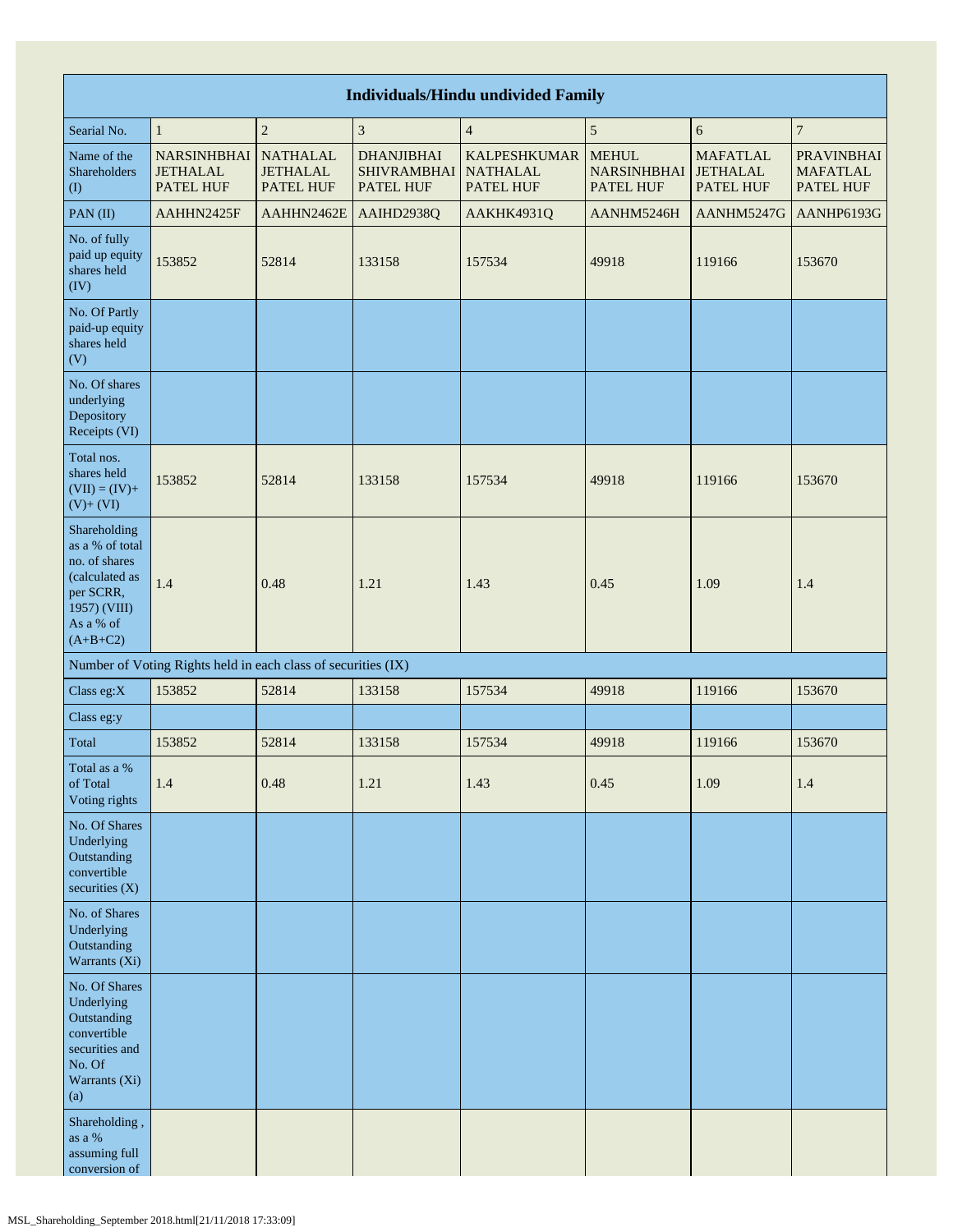| Individuals/Hindu undivided Family | | | | | | | |
|---|---|---|---|---|---|---|---|
| Searial No. | 1 | 2 | 3 | 4 | 5 | 6 | 7 |
| Name of the Shareholders (I) | NARSINHBHAI JETHALAL PATEL HUF | NATHALAL JETHALAL PATEL HUF | DHANJIBHAI SHIVRAMBHAI PATEL HUF | KALPESHKUMAR NATHALAL PATEL HUF | MEHUL NARSINHBHAI PATEL HUF | MAFATLAL JETHALAL PATEL HUF | PRAVINBHAI MAFATLAL PATEL HUF |
| PAN (II) | AAHHN2425F | AAHHN2462E | AAIHD2938Q | AAKHK4931Q | AANHM5246H | AANHM5247G | AANHP6193G |
| No. of fully paid up equity shares held (IV) | 153852 | 52814 | 133158 | 157534 | 49918 | 119166 | 153670 |
| No. Of Partly paid-up equity shares held (V) | | | | | | | |
| No. Of shares underlying Depository Receipts (VI) | | | | | | | |
| Total nos. shares held (VII) = (IV)+ (V)+ (VI) | 153852 | 52814 | 133158 | 157534 | 49918 | 119166 | 153670 |
| Shareholding as a % of total no. of shares (calculated as per SCRR, 1957) (VIII) As a % of (A+B+C2) | 1.4 | 0.48 | 1.21 | 1.43 | 0.45 | 1.09 | 1.4 |
| Number of Voting Rights held in each class of securities (IX) | | | | | | | |
| Class eg:X | 153852 | 52814 | 133158 | 157534 | 49918 | 119166 | 153670 |
| Class eg:y | | | | | | | |
| Total | 153852 | 52814 | 133158 | 157534 | 49918 | 119166 | 153670 |
| Total as a % of Total Voting rights | 1.4 | 0.48 | 1.21 | 1.43 | 0.45 | 1.09 | 1.4 |
| No. Of Shares Underlying Outstanding convertible securities (X) | | | | | | | |
| No. of Shares Underlying Outstanding Warrants (Xi) | | | | | | | |
| No. Of Shares Underlying Outstanding convertible securities and No. Of Warrants (Xi) (a) | | | | | | | |
| Shareholding , as a % assuming full conversion of | | | | | | | |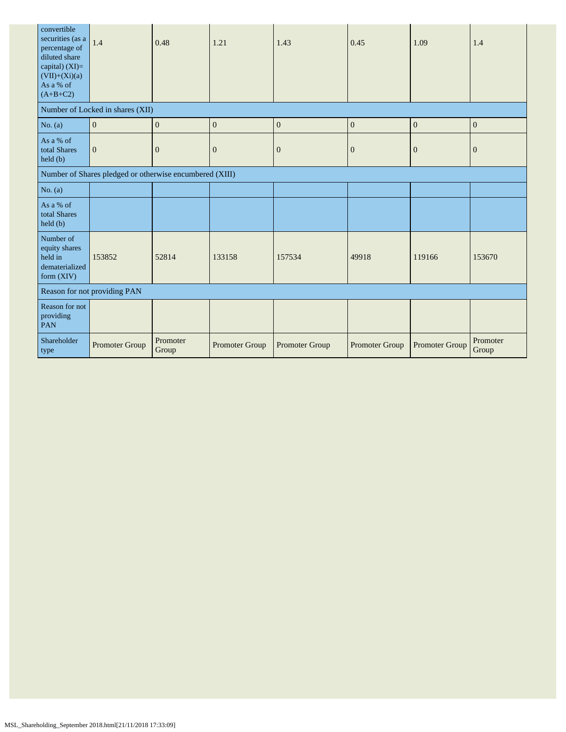| convertible securities (as a percentage of diluted share capital) (XI)= (VII)+(Xi)(a) As a % of (A+B+C2) | 1.4 | 0.48 | 1.21 | 1.43 | 0.45 | 1.09 | 1.4 |
|---|---|---|---|---|---|---|---|
| Number of Locked in shares (XII) | | | | | | | |
| No. (a) | 0 | 0 | 0 | 0 | 0 | 0 | 0 |
| As a % of total Shares held (b) | 0 | 0 | 0 | 0 | 0 | 0 | 0 |
| Number of Shares pledged or otherwise encumbered (XIII) | | | | | | | |
| No. (a) | | | | | | | |
| As a % of total Shares held (b) | | | | | | | |
| Number of equity shares held in dematerialized form (XIV) | 153852 | 52814 | 133158 | 157534 | 49918 | 119166 | 153670 |
| Reason for not providing PAN | | | | | | | |
| Reason for not providing PAN | | | | | | | |
| Shareholder type | Promoter Group | Promoter Group | Promoter Group | Promoter Group | Promoter Group | Promoter Group | Promoter Group |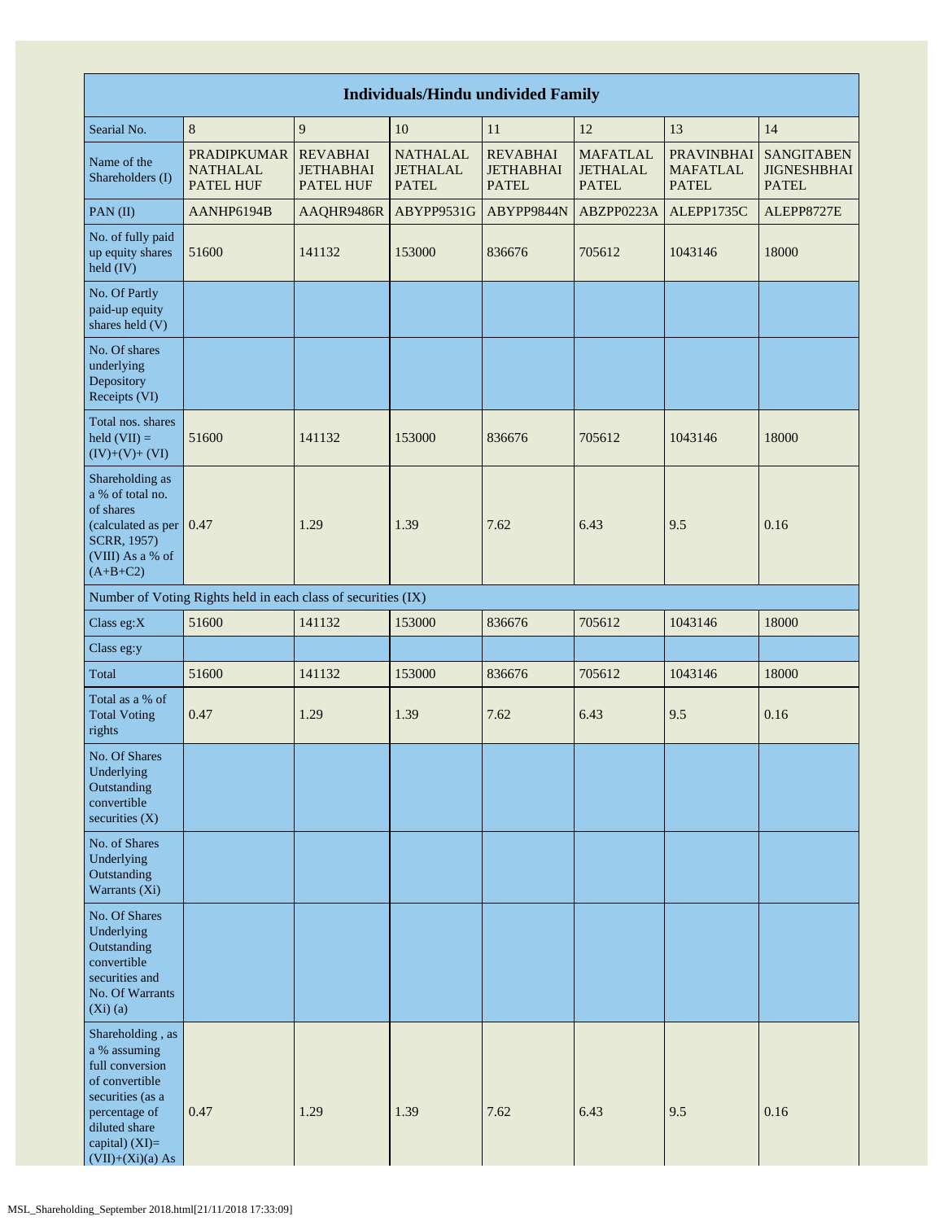| Individuals/Hindu undivided Family | | | | | | | |
|---|---|---|---|---|---|---|---|
| Searial No. | 8 | 9 | 10 | 11 | 12 | 13 | 14 |
| Name of the Shareholders (I) | PRADIPKUMAR NATHALAL PATEL HUF | REVABHAI JETHABHAI PATEL HUF | NATHALAL JETHALAL PATEL | REVABHAI JETHABHAI PATEL | MAFATLAL JETHALAL PATEL | PRAVINBHAI MAFATLAL PATEL | SANGITABEN JIGNESHBHAI PATEL |
| PAN (II) | AANHP6194B | AAQHR9486R | ABYPP9531G | ABYPP9844N | ABZPP0223A | ALEPP1735C | ALEPP8727E |
| No. of fully paid up equity shares held (IV) | 51600 | 141132 | 153000 | 836676 | 705612 | 1043146 | 18000 |
| No. Of Partly paid-up equity shares held (V) | | | | | | | |
| No. Of shares underlying Depository Receipts (VI) | | | | | | | |
| Total nos. shares held (VII) = (IV)+(V)+ (VI) | 51600 | 141132 | 153000 | 836676 | 705612 | 1043146 | 18000 |
| Shareholding as a % of total no. of shares (calculated as per SCRR, 1957) (VIII) As a % of (A+B+C2) | 0.47 | 1.29 | 1.39 | 7.62 | 6.43 | 9.5 | 0.16 |
| Number of Voting Rights held in each class of securities (IX) | | | | | | | |
| Class eg:X | 51600 | 141132 | 153000 | 836676 | 705612 | 1043146 | 18000 |
| Class eg:y | | | | | | | |
| Total | 51600 | 141132 | 153000 | 836676 | 705612 | 1043146 | 18000 |
| Total as a % of Total Voting rights | 0.47 | 1.29 | 1.39 | 7.62 | 6.43 | 9.5 | 0.16 |
| No. Of Shares Underlying Outstanding convertible securities (X) | | | | | | | |
| No. of Shares Underlying Outstanding Warrants (Xi) | | | | | | | |
| No. Of Shares Underlying Outstanding convertible securities and No. Of Warrants (Xi) (a) | | | | | | | |
| Shareholding , as a % assuming full conversion of convertible securities (as a percentage of diluted share capital) (XI)= (VII)+(Xi)(a) As | 0.47 | 1.29 | 1.39 | 7.62 | 6.43 | 9.5 | 0.16 |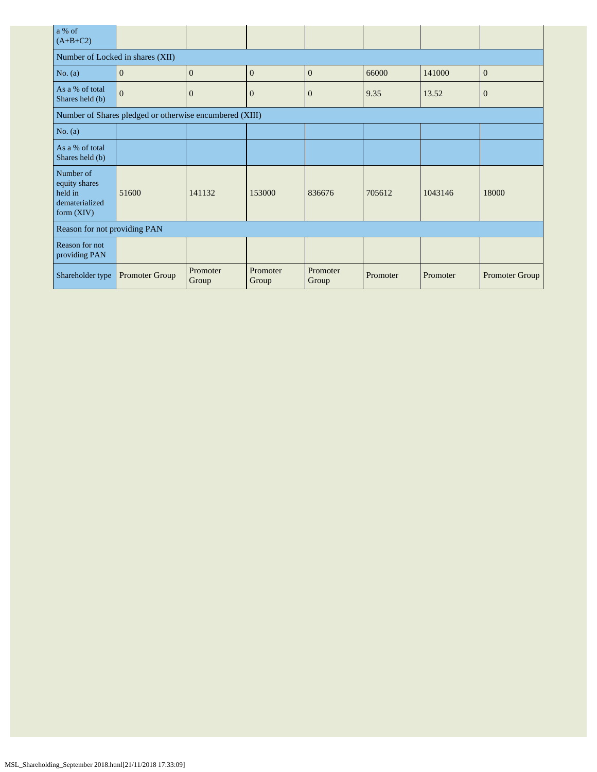| a % of (A+B+C2) | | | | | | | |
|---|---|---|---|---|---|---|---|
| Number of Locked in shares (XII) | | | | | | | |
| No. (a) | 0 | 0 | 0 | 0 | 66000 | 141000 | 0 |
| As a % of total Shares held (b) | 0 | 0 | 0 | 0 | 9.35 | 13.52 | 0 |
| Number of Shares pledged or otherwise encumbered (XIII) | | | | | | | |
| No. (a) | | | | | | | |
| As a % of total Shares held (b) | | | | | | | |
| Number of equity shares held in dematerialized form (XIV) | 51600 | 141132 | 153000 | 836676 | 705612 | 1043146 | 18000 |
| Reason for not providing PAN | | | | | | | |
| Reason for not providing PAN | | | | | | | |
| Shareholder type | Promoter Group | Promoter Group | Promoter Group | Promoter Group | Promoter | Promoter | Promoter Group |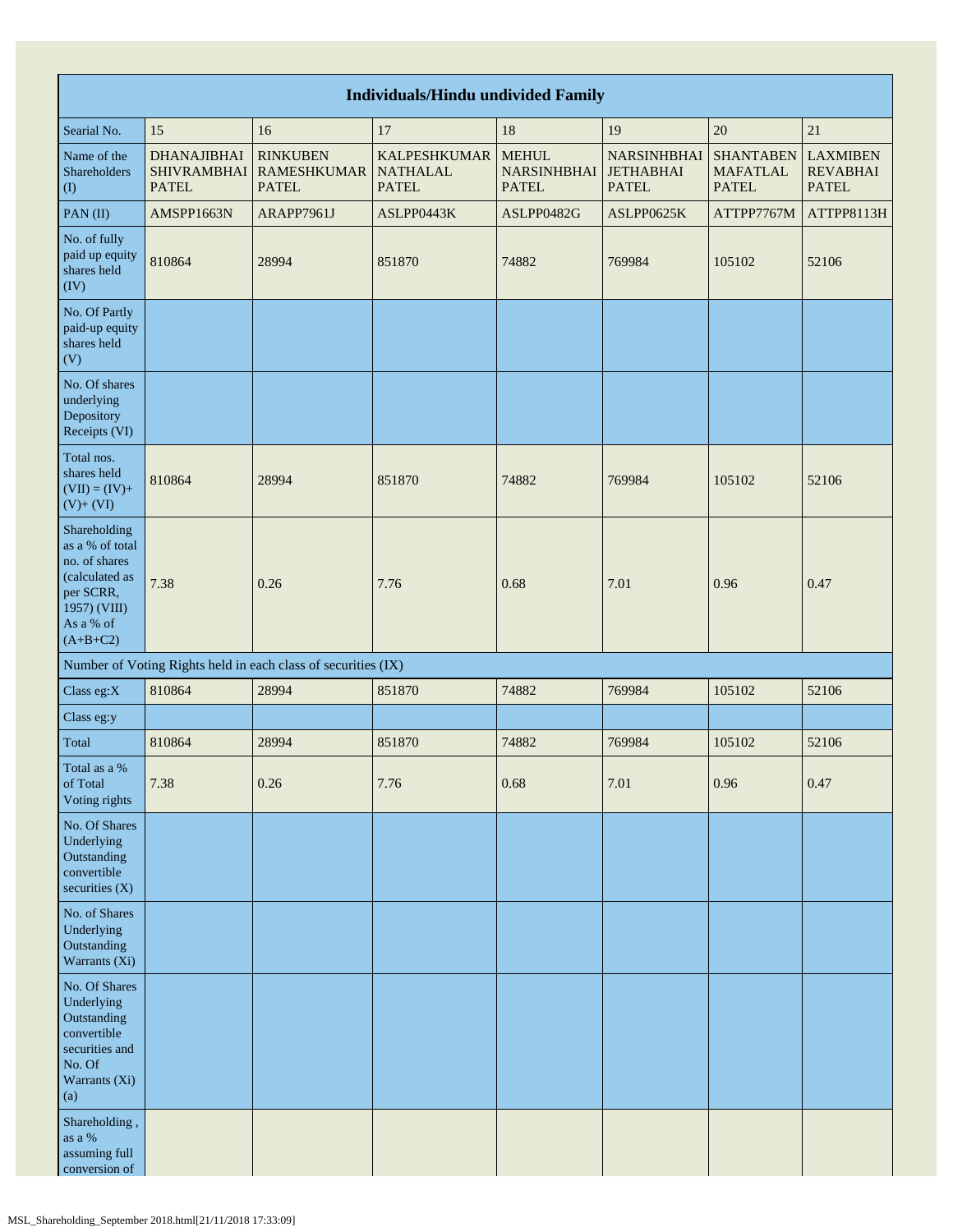| Individuals/Hindu undivided Family | | | | | | | |
|---|---|---|---|---|---|---|---|
| Searial No. | 15 | 16 | 17 | 18 | 19 | 20 | 21 |
| Name of the Shareholders (I) | DHANAJIBHAI SHIVRAMBHAI PATEL | RINKUBEN RAMESHKUMAR PATEL | KALPESHKUMAR NATHALAL PATEL | MEHUL NARSINHBHAI PATEL | NARSINHBHAI JETHABHAI PATEL | SHANTABEN MAFATLAL PATEL | LAXMIBEN REVABHAI PATEL |
| PAN (II) | AMSPP1663N | ARAPP7961J | ASLPP0443K | ASLPP0482G | ASLPP0625K | ATTPP7767M | ATTPP8113H |
| No. of fully paid up equity shares held (IV) | 810864 | 28994 | 851870 | 74882 | 769984 | 105102 | 52106 |
| No. Of Partly paid-up equity shares held (V) | | | | | | | |
| No. Of shares underlying Depository Receipts (VI) | | | | | | | |
| Total nos. shares held (VII) = (IV)+(V)+ (VI) | 810864 | 28994 | 851870 | 74882 | 769984 | 105102 | 52106 |
| Shareholding as a % of total no. of shares (calculated as per SCRR, 1957) (VIII) As a % of (A+B+C2) | 7.38 | 0.26 | 7.76 | 0.68 | 7.01 | 0.96 | 0.47 |
| Number of Voting Rights held in each class of securities (IX) | | | | | | | |
| Class eg:X | 810864 | 28994 | 851870 | 74882 | 769984 | 105102 | 52106 |
| Class eg:y | | | | | | | |
| Total | 810864 | 28994 | 851870 | 74882 | 769984 | 105102 | 52106 |
| Total as a % of Total Voting rights | 7.38 | 0.26 | 7.76 | 0.68 | 7.01 | 0.96 | 0.47 |
| No. Of Shares Underlying Outstanding convertible securities (X) | | | | | | | |
| No. of Shares Underlying Outstanding Warrants (Xi) | | | | | | | |
| No. Of Shares Underlying Outstanding convertible securities and No. Of Warrants (Xi) (a) | | | | | | | |
| Shareholding , as a % assuming full conversion of | | | | | | | |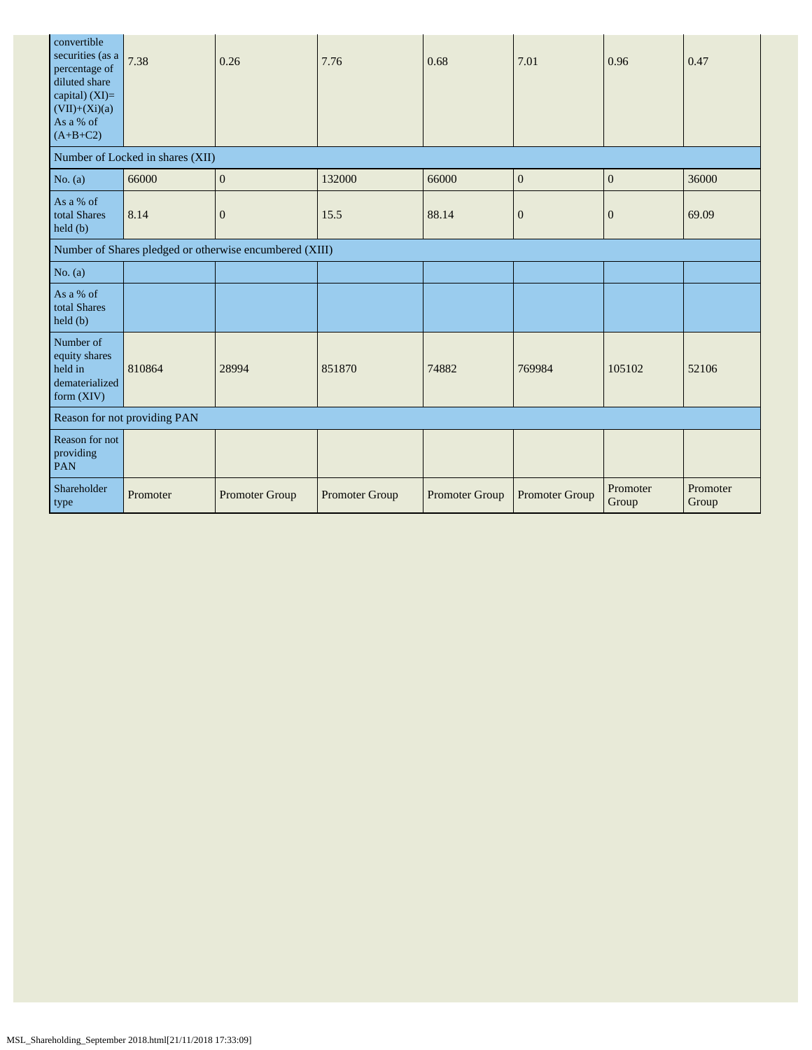| convertible securities (as a percentage of diluted share capital) (XI)= (VII)+(Xi)(a) As a % of (A+B+C2) | 7.38 | 0.26 | 7.76 | 0.68 | 7.01 | 0.96 | 0.47 |
|---|---|---|---|---|---|---|---|
| Number of Locked in shares (XII) | | | | | | | |
| No. (a) | 66000 | 0 | 132000 | 66000 | 0 | 0 | 36000 |
| As a % of total Shares held (b) | 8.14 | 0 | 15.5 | 88.14 | 0 | 0 | 69.09 |
| Number of Shares pledged or otherwise encumbered (XIII) | | | | | | | |
| No. (a) | | | | | | | |
| As a % of total Shares held (b) | | | | | | | |
| Number of equity shares held in dematerialized form (XIV) | 810864 | 28994 | 851870 | 74882 | 769984 | 105102 | 52106 |
| Reason for not providing PAN | | | | | | | |
| Reason for not providing PAN | | | | | | | |
| Shareholder type | Promoter | Promoter Group | Promoter Group | Promoter Group | Promoter Group | Promoter Group | Promoter Group |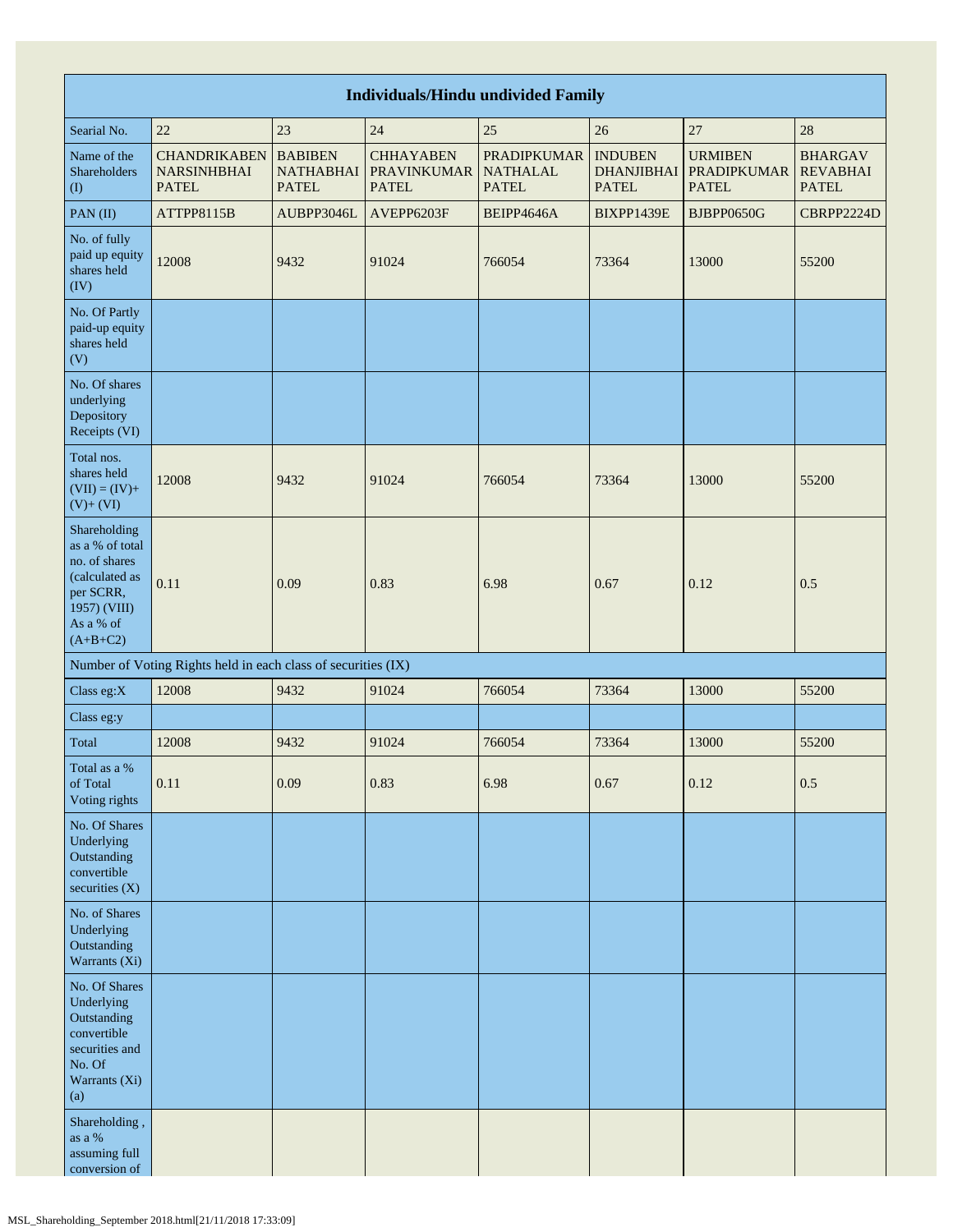| Individuals/Hindu undivided Family | | | | | | | |
|---|---|---|---|---|---|---|---|
| Searial No. | 22 | 23 | 24 | 25 | 26 | 27 | 28 |
| Name of the Shareholders (I) | CHANDRIKABEN NARSINHBHAI PATEL | BABIBEN NATHABHAI PATEL | CHHAYABEN PRAVINKUMAR PATEL | PRADIPKUMAR NATHALAL PATEL | INDUBEN DHANJIBHAI PATEL | URMIBEN PRADIPKUMAR PATEL | BHARGAV REVABHAI PATEL |
| PAN (II) | ATTPP8115B | AUBPP3046L | AVEPP6203F | BEIPP4646A | BIXPP1439E | BJBPP0650G | CBRPP2224D |
| No. of fully paid up equity shares held (IV) | 12008 | 9432 | 91024 | 766054 | 73364 | 13000 | 55200 |
| No. Of Partly paid-up equity shares held (V) | | | | | | | |
| No. Of shares underlying Depository Receipts (VI) | | | | | | | |
| Total nos. shares held (VII) = (IV)+ (V)+ (VI) | 12008 | 9432 | 91024 | 766054 | 73364 | 13000 | 55200 |
| Shareholding as a % of total no. of shares (calculated as per SCRR, 1957) (VIII) As a % of (A+B+C2) | 0.11 | 0.09 | 0.83 | 6.98 | 0.67 | 0.12 | 0.5 |
| Number of Voting Rights held in each class of securities (IX) | | | | | | | |
| Class eg:X | 12008 | 9432 | 91024 | 766054 | 73364 | 13000 | 55200 |
| Class eg:y | | | | | | | |
| Total | 12008 | 9432 | 91024 | 766054 | 73364 | 13000 | 55200 |
| Total as a % of Total Voting rights | 0.11 | 0.09 | 0.83 | 6.98 | 0.67 | 0.12 | 0.5 |
| No. Of Shares Underlying Outstanding convertible securities (X) | | | | | | | |
| No. of Shares Underlying Outstanding Warrants (Xi) | | | | | | | |
| No. Of Shares Underlying Outstanding convertible securities and No. Of Warrants (Xi) (a) | | | | | | | |
| Shareholding , as a % assuming full conversion of | | | | | | | |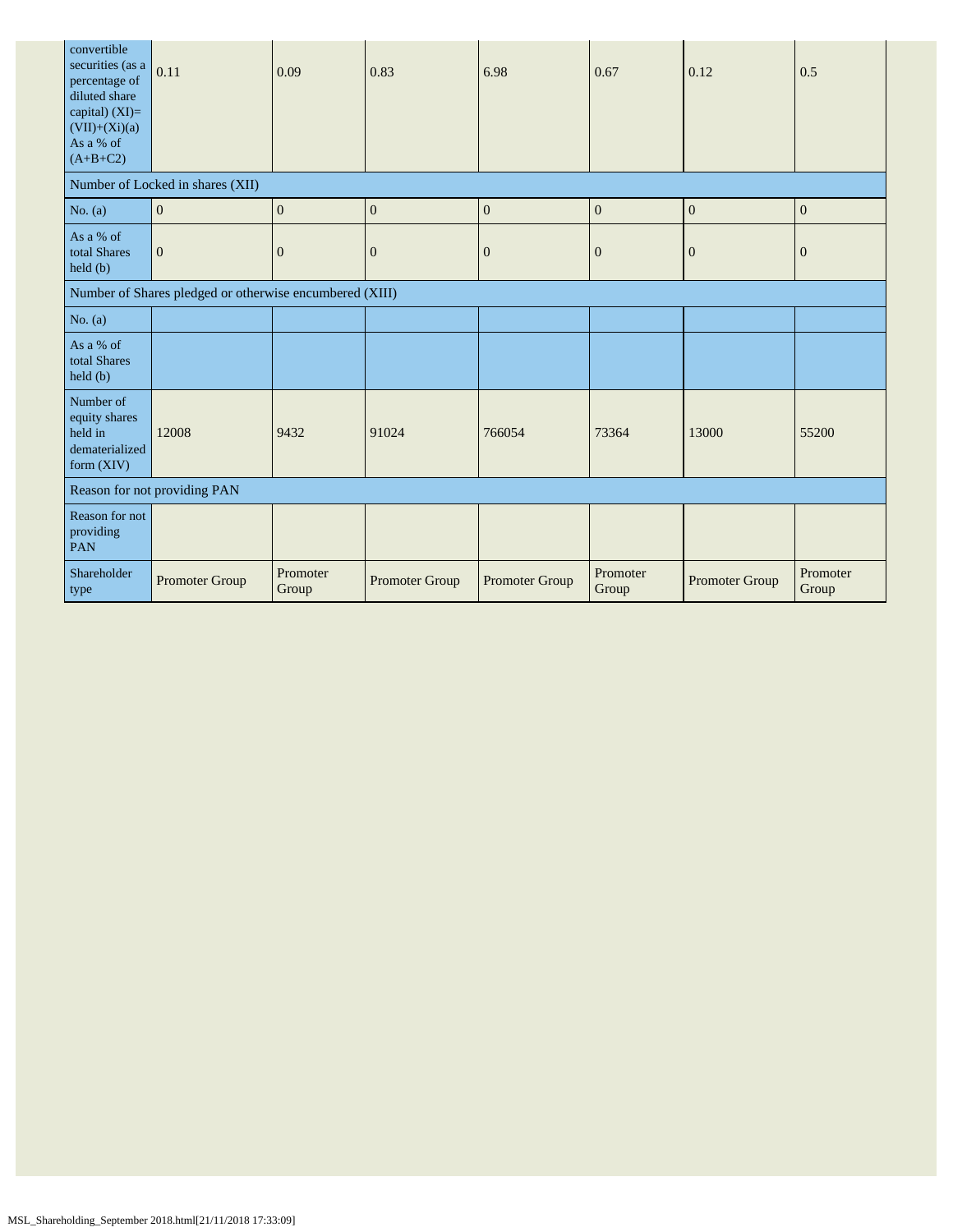| convertible securities (as a percentage of diluted share capital) (XI)= (VII)+(Xi)(a) As a % of (A+B+C2) | 0.11 | 0.09 | 0.83 | 6.98 | 0.67 | 0.12 | 0.5 |
|---|---|---|---|---|---|---|---|
| Number of Locked in shares (XII) | | | | | | | |
| No. (a) | 0 | 0 | 0 | 0 | 0 | 0 | 0 |
| As a % of total Shares held (b) | 0 | 0 | 0 | 0 | 0 | 0 | 0 |
| Number of Shares pledged or otherwise encumbered (XIII) | | | | | | | |
| No. (a) | | | | | | | |
| As a % of total Shares held (b) | | | | | | | |
| Number of equity shares held in dematerialized form (XIV) | 12008 | 9432 | 91024 | 766054 | 73364 | 13000 | 55200 |
| Reason for not providing PAN | | | | | | | |
| Reason for not providing PAN | | | | | | | |
| Shareholder type | Promoter Group | Promoter Group | Promoter Group | Promoter Group | Promoter Group | Promoter Group | Promoter Group |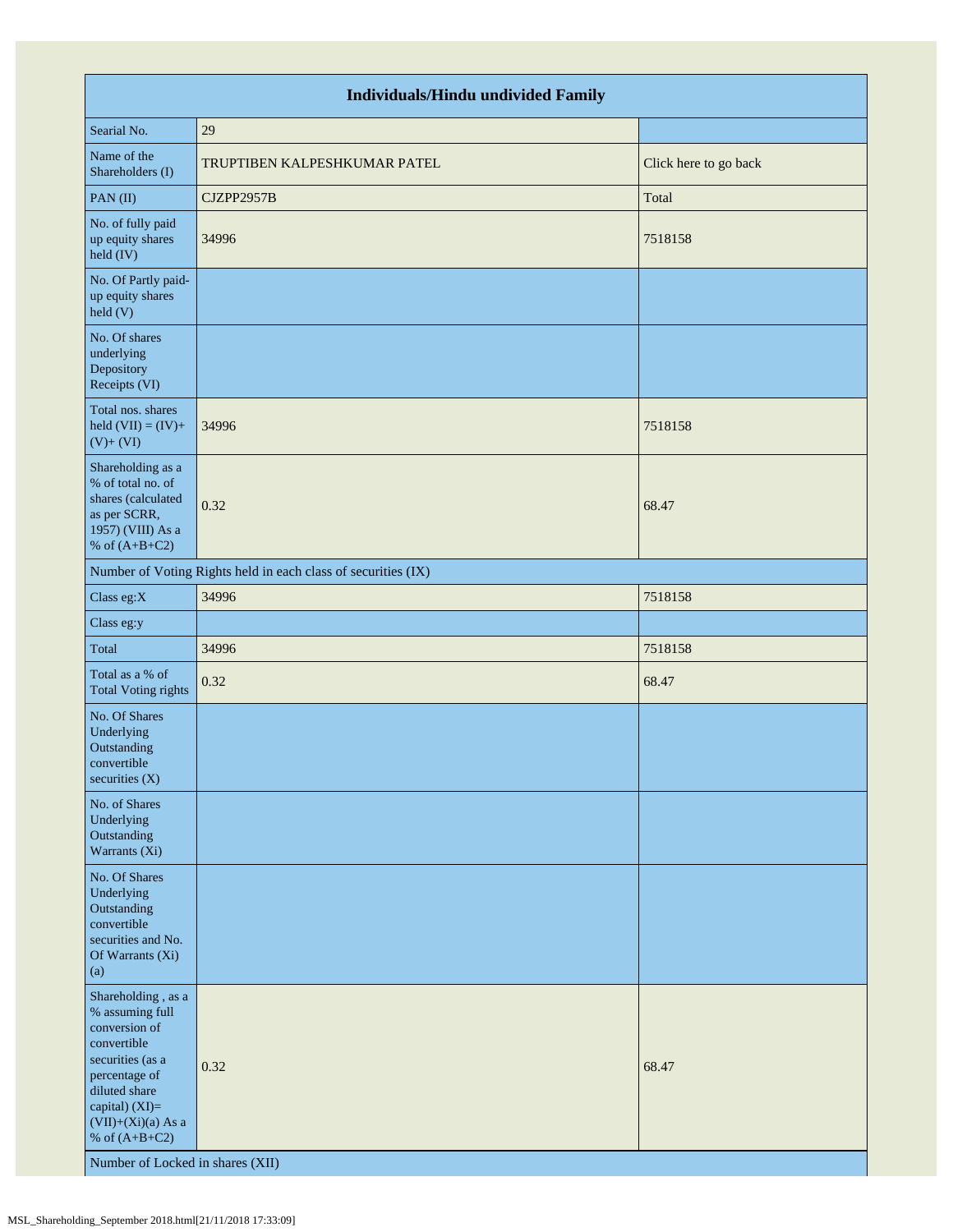| Individuals/Hindu undivided Family | | |
|---|---|---|
| Searial No. | 29 | |
| Name of the Shareholders (I) | TRUPTIBEN KALPESHKUMAR PATEL | Click here to go back |
| PAN (II) | CJZPP2957B | Total |
| No. of fully paid up equity shares held (IV) | 34996 | 7518158 |
| No. Of Partly paid-up equity shares held (V) | | |
| No. Of shares underlying Depository Receipts (VI) | | |
| Total nos. shares held (VII) = (IV)+ (V)+ (VI) | 34996 | 7518158 |
| Shareholding as a % of total no. of shares (calculated as per SCRR, 1957) (VIII) As a % of (A+B+C2) | 0.32 | 68.47 |
| Number of Voting Rights held in each class of securities (IX) | | |
| Class eg:X | 34996 | 7518158 |
| Class eg:y | | |
| Total | 34996 | 7518158 |
| Total as a % of Total Voting rights | 0.32 | 68.47 |
| No. Of Shares Underlying Outstanding convertible securities (X) | | |
| No. of Shares Underlying Outstanding Warrants (Xi) | | |
| No. Of Shares Underlying Outstanding convertible securities and No. Of Warrants (Xi) (a) | | |
| Shareholding , as a % assuming full conversion of convertible securities (as a percentage of diluted share capital) (XI)= (VII)+(Xi)(a) As a % of (A+B+C2) | 0.32 | 68.47 |
| Number of Locked in shares (XII) | | |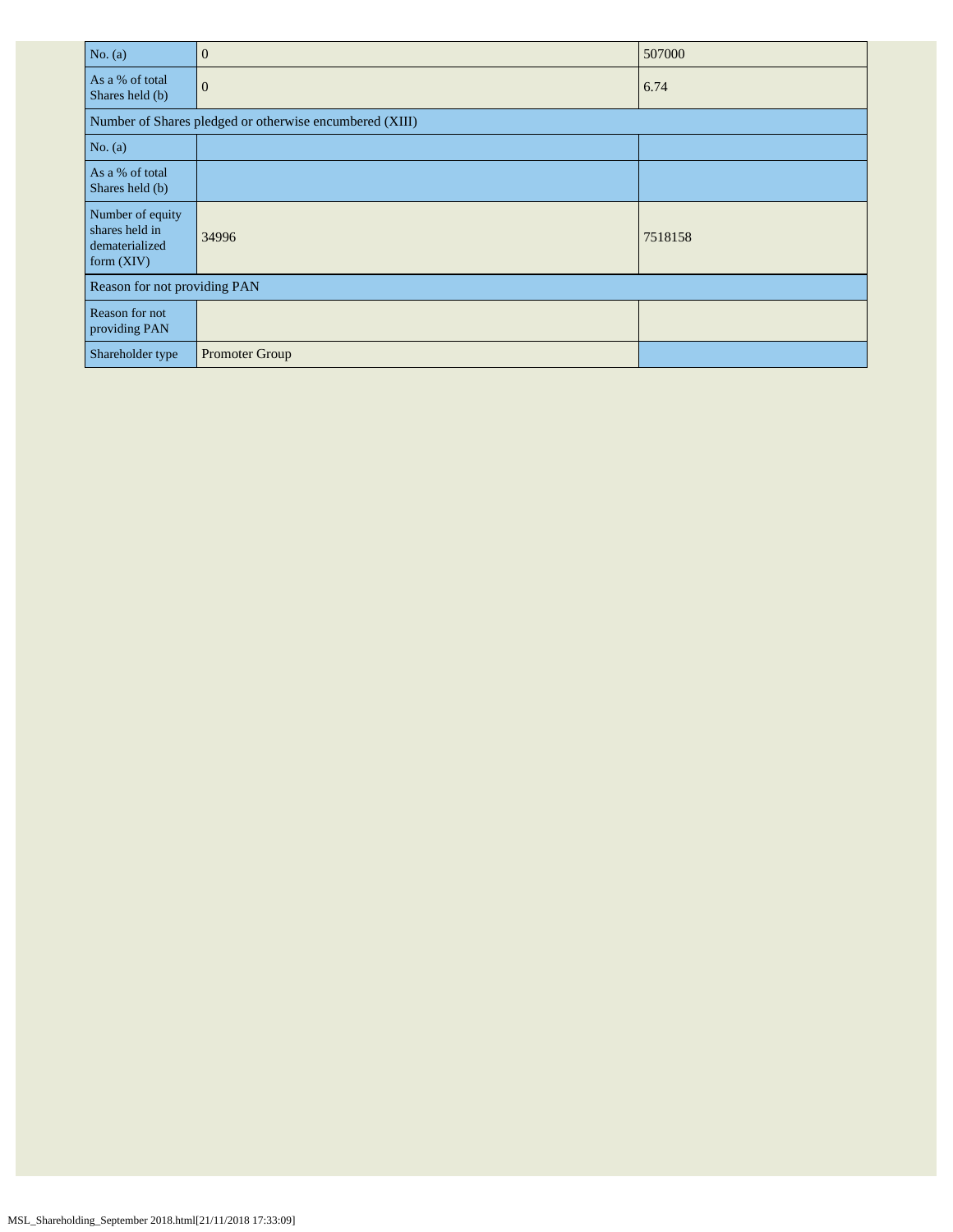| No. (a) | 0 | 507000 |
|---|---|---|
| As a % of total Shares held (b) | 0 | 6.74 |
| Number of Shares pledged or otherwise encumbered (XIII) | | |
| No. (a) | | |
| As a % of total Shares held (b) | | |
| Number of equity shares held in dematerialized form (XIV) | 34996 | 7518158 |
| Reason for not providing PAN | | |
| Reason for not providing PAN | | |
| Shareholder type | Promoter Group | |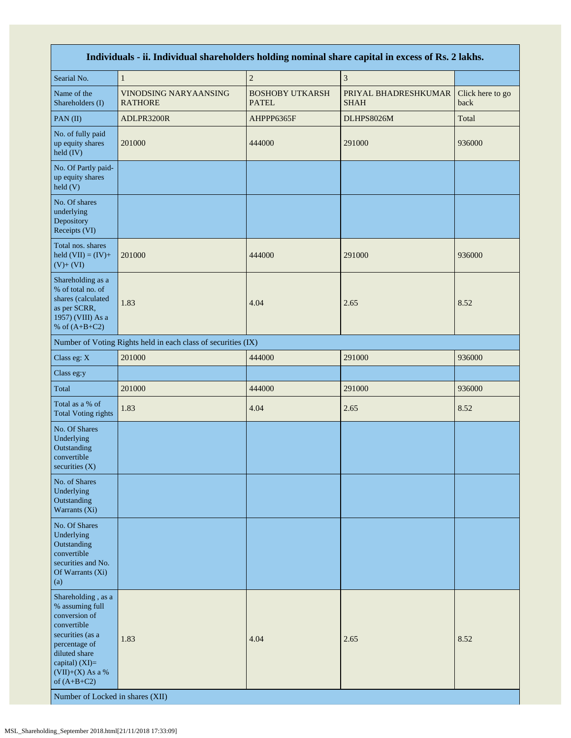| Individuals - ii. Individual shareholders holding nominal share capital in excess of Rs. 2 lakhs. | | | | |
|---|---|---|---|---|
| Searial No. | 1 | 2 | 3 | |
| Name of the Shareholders (I) | VINODSING NARYAANSING RATHORE | BOSHOBY UTKARSH PATEL | PRIYAL BHADRESHKUMAR SHAH | Click here to go back |
| PAN (II) | ADLPR3200R | AHPPP6365F | DLHPS8026M | Total |
| No. of fully paid up equity shares held (IV) | 201000 | 444000 | 291000 | 936000 |
| No. Of Partly paid-up equity shares held (V) | | | | |
| No. Of shares underlying Depository Receipts (VI) | | | | |
| Total nos. shares held (VII) = (IV)+ (V)+ (VI) | 201000 | 444000 | 291000 | 936000 |
| Shareholding as a % of total no. of shares (calculated as per SCRR, 1957) (VIII) As a % of (A+B+C2) | 1.83 | 4.04 | 2.65 | 8.52 |
| Number of Voting Rights held in each class of securities (IX) | | | | |
| Class eg: X | 201000 | 444000 | 291000 | 936000 |
| Class eg:y | | | | |
| Total | 201000 | 444000 | 291000 | 936000 |
| Total as a % of Total Voting rights | 1.83 | 4.04 | 2.65 | 8.52 |
| No. Of Shares Underlying Outstanding convertible securities (X) | | | | |
| No. of Shares Underlying Outstanding Warrants (Xi) | | | | |
| No. Of Shares Underlying Outstanding convertible securities and No. Of Warrants (Xi) (a) | | | | |
| Shareholding , as a % assuming full conversion of convertible securities (as a percentage of diluted share capital) (XI)= (VII)+(X) As a % of (A+B+C2) | 1.83 | 4.04 | 2.65 | 8.52 |
| Number of Locked in shares (XII) | | | | |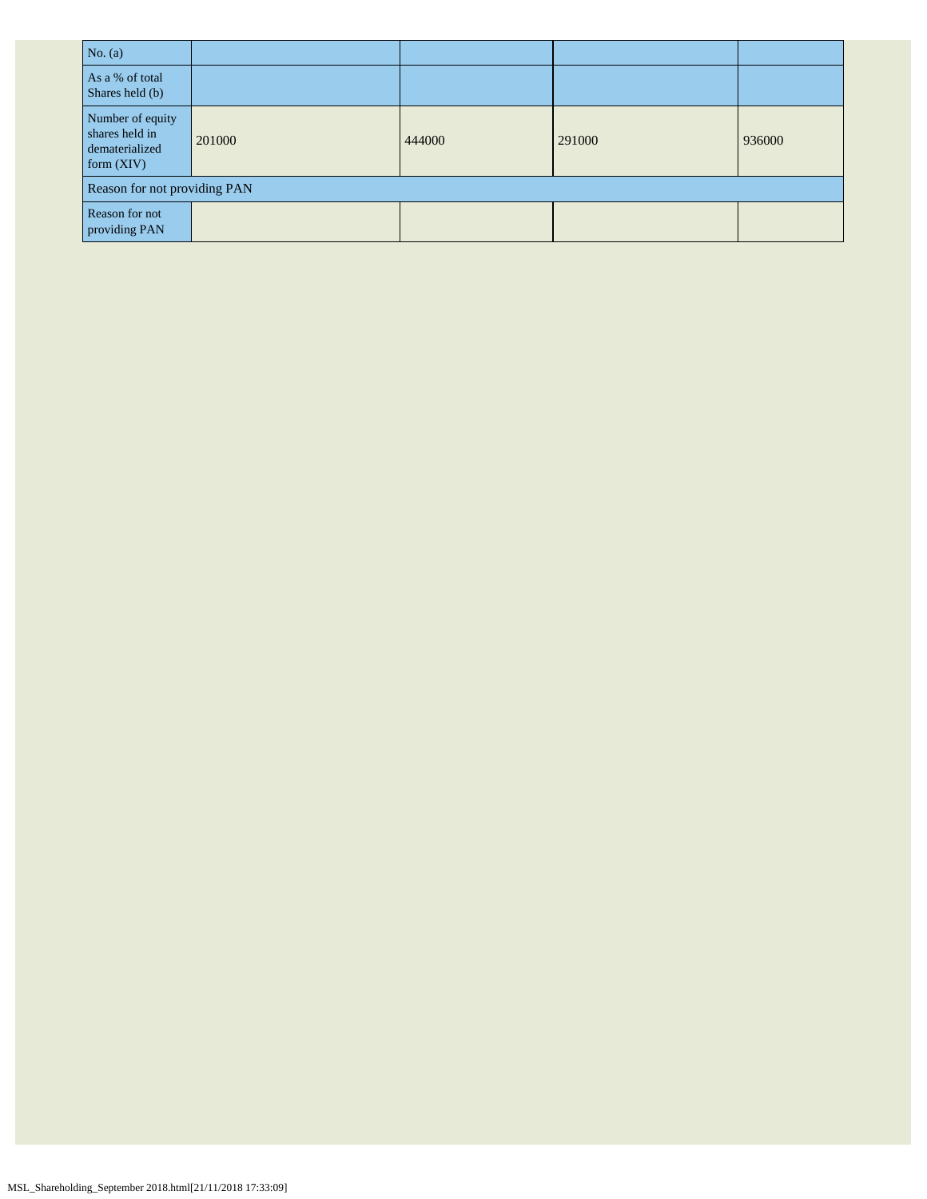| No. (a) | | | | |
|---|---|---|---|---|
| As a % of total Shares held (b) | | | | |
| Number of equity shares held in dematerialized form (XIV) | 201000 | 444000 | 291000 | 936000 |
| Reason for not providing PAN | | | | |
| Reason for not providing PAN | | | | |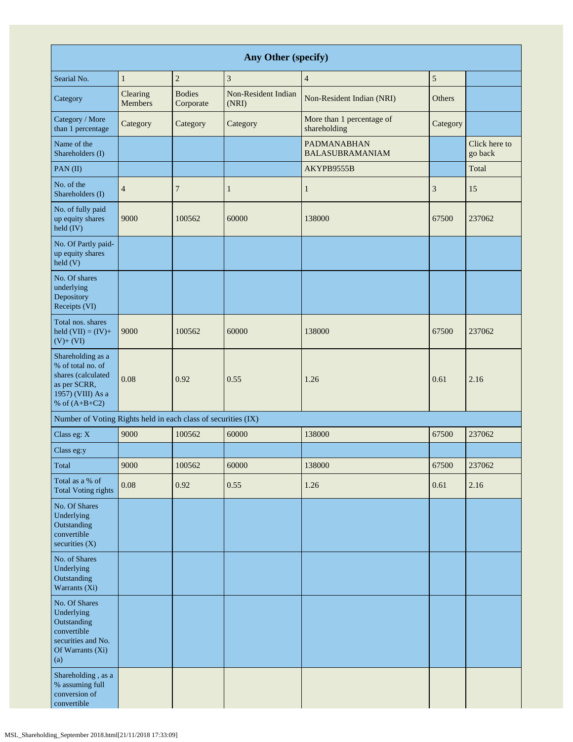| Any Other (specify) | | | | | | |
|---|---|---|---|---|---|---|
| Searial No. | 1 | 2 | 3 | 4 | 5 | |
| Category | Clearing Members | Bodies Corporate | Non-Resident Indian (NRI) | Non-Resident Indian (NRI) | Others | |
| Category / More than 1 percentage | Category | Category | Category | More than 1 percentage of shareholding | Category | |
| Name of the Shareholders (I) | | | | PADMANABHAN BALASUBRAMANIAM | | Click here to go back |
| PAN (II) | | | | AKYPB9555B | | Total |
| No. of the Shareholders (I) | 4 | 7 | 1 | 1 | 3 | 15 |
| No. of fully paid up equity shares held (IV) | 9000 | 100562 | 60000 | 138000 | 67500 | 237062 |
| No. Of Partly paid-up equity shares held (V) | | | | | | |
| No. Of shares underlying Depository Receipts (VI) | | | | | | |
| Total nos. shares held (VII) = (IV)+(V)+ (VI) | 9000 | 100562 | 60000 | 138000 | 67500 | 237062 |
| Shareholding as a % of total no. of shares (calculated as per SCRR, 1957) (VIII) As a % of (A+B+C2) | 0.08 | 0.92 | 0.55 | 1.26 | 0.61 | 2.16 |
| Number of Voting Rights held in each class of securities (IX) | | | | | | |
| Class eg: X | 9000 | 100562 | 60000 | 138000 | 67500 | 237062 |
| Class eg:y | | | | | | |
| Total | 9000 | 100562 | 60000 | 138000 | 67500 | 237062 |
| Total as a % of Total Voting rights | 0.08 | 0.92 | 0.55 | 1.26 | 0.61 | 2.16 |
| No. Of Shares Underlying Outstanding convertible securities (X) | | | | | | |
| No. of Shares Underlying Outstanding Warrants (Xi) | | | | | | |
| No. Of Shares Underlying Outstanding convertible securities and No. Of Warrants (Xi) (a) | | | | | | |
| Shareholding , as a % assuming full conversion of convertible | | | | | | |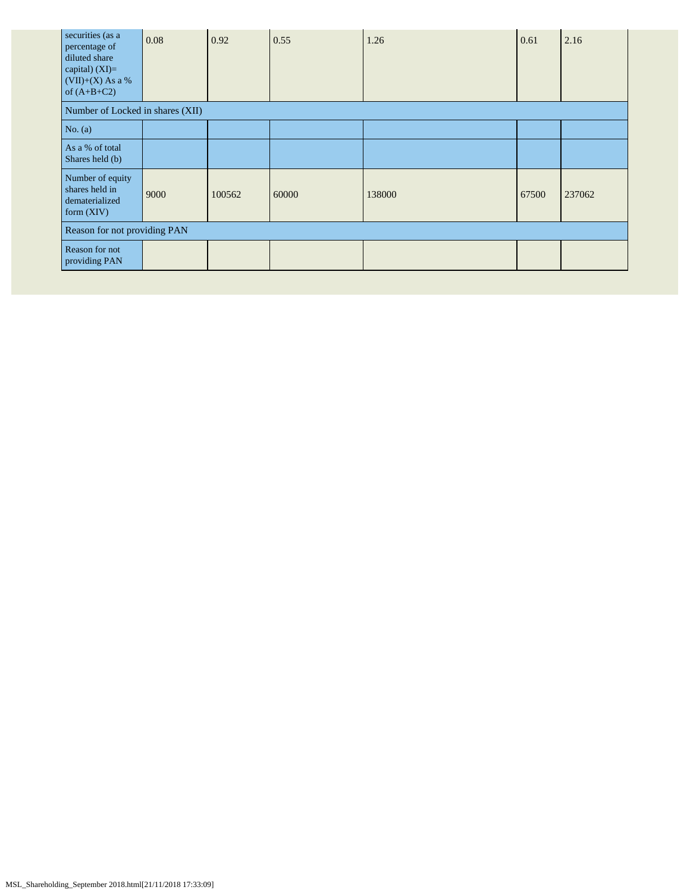| securities (as a percentage of diluted share capital) (XI)= (VII)+(X) As a % of (A+B+C2) | 0.08 | 0.92 | 0.55 | 1.26 | 0.61 | 2.16 |
|---|---|---|---|---|---|---|
| Number of Locked in shares (XII) | | | | | | |
| No. (a) | | | | | | |
| As a % of total Shares held (b) | | | | | | |
| Number of equity shares held in dematerialized form (XIV) | 9000 | 100562 | 60000 | 138000 | 67500 | 237062 |
| Reason for not providing PAN | | | | | | |
| Reason for not providing PAN | | | | | | |